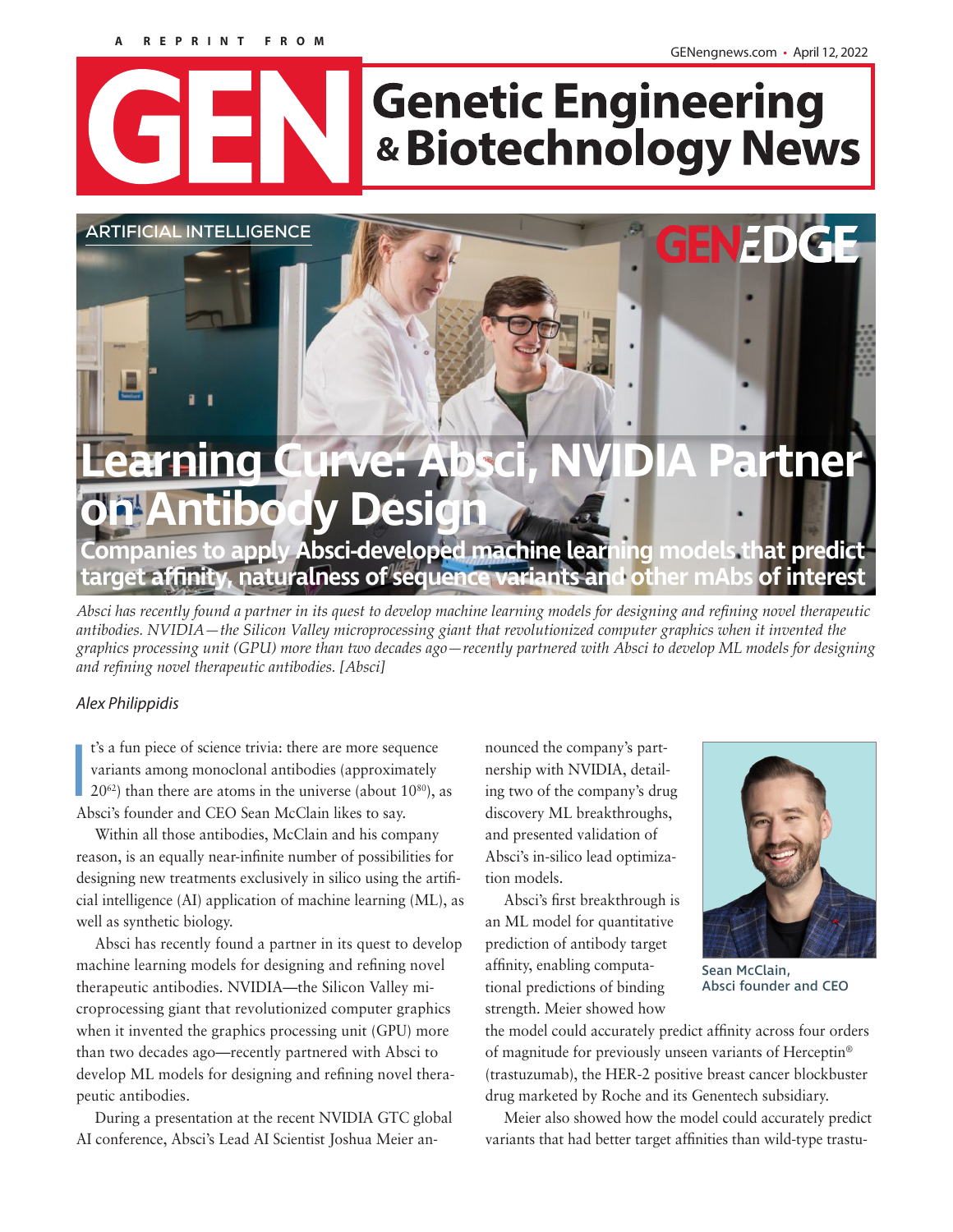A REPRINT FROM

GENengnews.com • April 12, 2022

# GEN Genetic Engineering & Biotechnology News

ARTIFICIAL INTELLIGENCE

GEN EDGE

# Learning Curve: Absci, NVIDIA Partner on Antibody Design

## Companies to apply Absci-developed machine learning models that predict target affinity, naturalness of sequence variants and other mAbs of interest

*Absci has recently found a partner in its quest to develop machine learning models for designing and refining novel therapeutic antibodies. NVIDIA—the Silicon Valley microprocessing giant that revolutionized computer graphics when it invented the graphics processing unit (GPU) more than two decades ago—recently partnered with Absci to develop ML models for designing and refining novel therapeutic antibodies. [Absci]*

*Alex Philippidis*

It's a fun piece of science trivia: there are more sequence variants among monoclonal antibodies (approximately $20^{62}$) than there are atoms in the universe (about $10^{80}$), as Absci's founder and CEO Sean McClain likes to say.

Within all those antibodies, McClain and his company reason, is an equally near-infinite number of possibilities for designing new treatments exclusively in silico using the artificial intelligence (AI) application of machine learning (ML), as well as synthetic biology.

Absci has recently found a partner in its quest to develop machine learning models for designing and refining novel therapeutic antibodies. NVIDIA—the Silicon Valley microprocessing giant that revolutionized computer graphics when it invented the graphics processing unit (GPU) more than two decades ago—recently partnered with Absci to develop ML models for designing and refining novel therapeutic antibodies.

During a presentation at the recent NVIDIA GTC global AI conference, Absci's Lead AI Scientist Joshua Meier announced the company's partnership with NVIDIA, detailing two of the company's drug discovery ML breakthroughs, and presented validation of Absci's in-silico lead optimization models.

Sean McClain, Absci founder and CEO

Absci's first breakthrough is an ML model for quantitative prediction of antibody target affinity, enabling computational predictions of binding strength. Meier showed how the model could accurately predict affinity across four orders of magnitude for previously unseen variants of Herceptin® (trastuzumab), the HER-2 positive breast cancer blockbuster drug marketed by Roche and its Genentech subsidiary.

Meier also showed how the model could accurately predict variants that had better target affinities than wild-type trastu-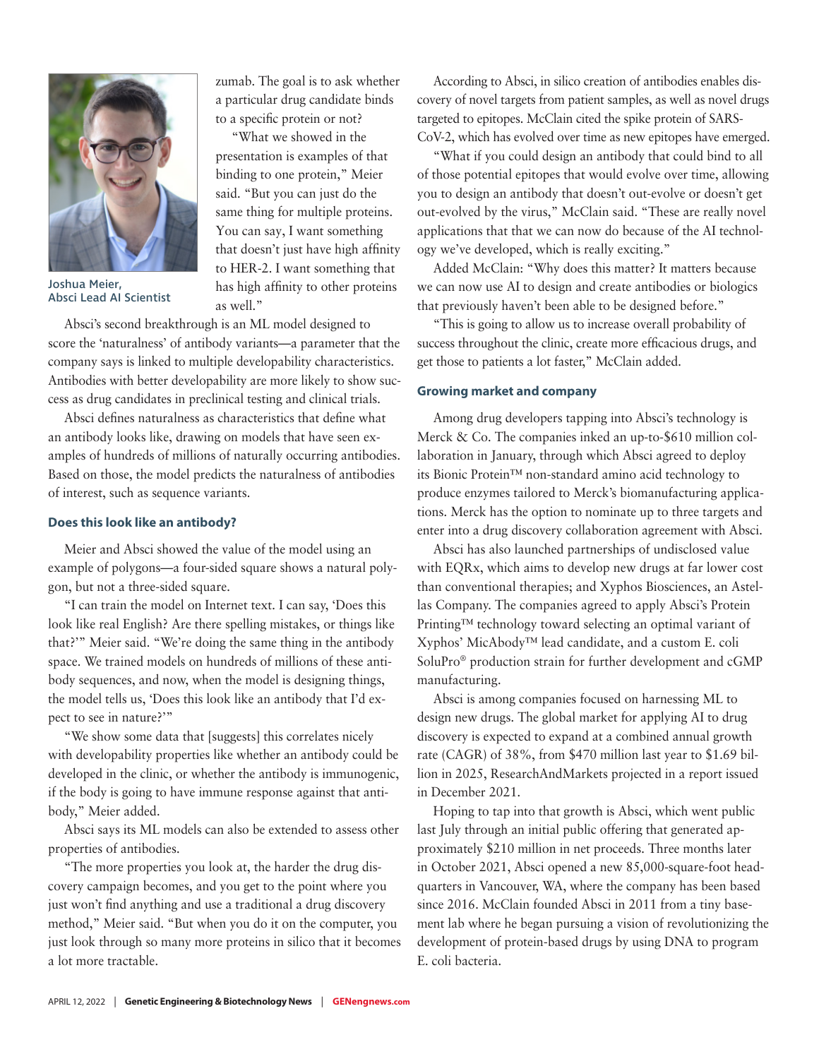Joshua Meier, Absci Lead AI Scientist

zumab. The goal is to ask whether a particular drug candidate binds to a specific protein or not?

"What we showed in the presentation is examples of that binding to one protein," Meier said. "But you can just do the same thing for multiple proteins. You can say, I want something that doesn't just have high affinity to HER-2. I want something that has high affinity to other proteins as well."

Absci's second breakthrough is an ML model designed to score the 'naturalness' of antibody variants—a parameter that the company says is linked to multiple developability characteristics. Antibodies with better developability are more likely to show success as drug candidates in preclinical testing and clinical trials.

Absci defines naturalness as characteristics that define what an antibody looks like, drawing on models that have seen examples of hundreds of millions of naturally occurring antibodies. Based on those, the model predicts the naturalness of antibodies of interest, such as sequence variants.

### Does this look like an antibody?

Meier and Absci showed the value of the model using an example of polygons—a four-sided square shows a natural polygon, but not a three-sided square.

"I can train the model on Internet text. I can say, 'Does this look like real English? Are there spelling mistakes, or things like that?'" Meier said. "We're doing the same thing in the antibody space. We trained models on hundreds of millions of these antibody sequences, and now, when the model is designing things, the model tells us, 'Does this look like an antibody that I'd expect to see in nature?'"

"We show some data that [suggests] this correlates nicely with developability properties like whether an antibody could be developed in the clinic, or whether the antibody is immunogenic, if the body is going to have immune response against that antibody," Meier added.

Absci says its ML models can also be extended to assess other properties of antibodies.

"The more properties you look at, the harder the drug discovery campaign becomes, and you get to the point where you just won't find anything and use a traditional a drug discovery method," Meier said. "But when you do it on the computer, you just look through so many more proteins in silico that it becomes a lot more tractable.

According to Absci, in silico creation of antibodies enables discovery of novel targets from patient samples, as well as novel drugs targeted to epitopes. McClain cited the spike protein of SARS-CoV-2, which has evolved over time as new epitopes have emerged.

"What if you could design an antibody that could bind to all of those potential epitopes that would evolve over time, allowing you to design an antibody that doesn't out-evolve or doesn't get out-evolved by the virus," McClain said. "These are really novel applications that that we can now do because of the AI technology we've developed, which is really exciting."

Added McClain: "Why does this matter? It matters because we can now use AI to design and create antibodies or biologics that previously haven't been able to be designed before."

"This is going to allow us to increase overall probability of success throughout the clinic, create more efficacious drugs, and get those to patients a lot faster," McClain added.

### Growing market and company

Among drug developers tapping into Absci's technology is Merck & Co. The companies inked an up-to-$610 million collaboration in January, through which Absci agreed to deploy its Bionic Protein™ non-standard amino acid technology to produce enzymes tailored to Merck's biomanufacturing applications. Merck has the option to nominate up to three targets and enter into a drug discovery collaboration agreement with Absci.

Absci has also launched partnerships of undisclosed value with EQRx, which aims to develop new drugs at far lower cost than conventional therapies; and Xyphos Biosciences, an Astellas Company. The companies agreed to apply Absci's Protein Printing™ technology toward selecting an optimal variant of Xyphos' MicAbody™ lead candidate, and a custom E. coli SoluPro® production strain for further development and cGMP manufacturing.

Absci is among companies focused on harnessing ML to design new drugs. The global market for applying AI to drug discovery is expected to expand at a combined annual growth rate (CAGR) of 38%, from $470 million last year to $1.69 billion in 2025, ResearchAndMarkets projected in a report issued in December 2021.

Hoping to tap into that growth is Absci, which went public last July through an initial public offering that generated approximately $210 million in net proceeds. Three months later in October 2021, Absci opened a new 85,000-square-foot headquarters in Vancouver, WA, where the company has been based since 2016. McClain founded Absci in 2011 from a tiny basement lab where he began pursuing a vision of revolutionizing the development of protein-based drugs by using DNA to program E. coli bacteria.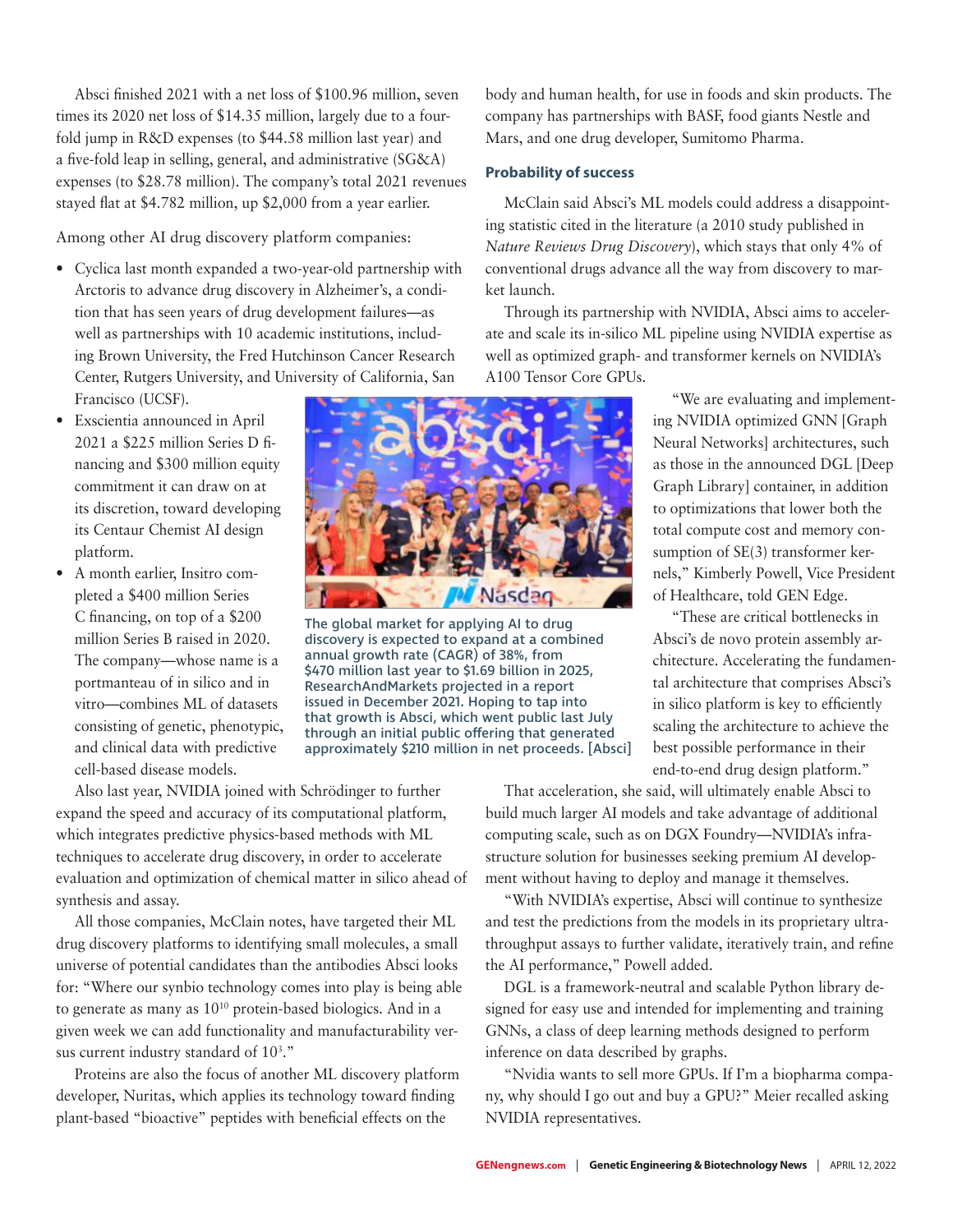Absci finished 2021 with a net loss of $100.96 million, seven times its 2020 net loss of $14.35 million, largely due to a four-fold jump in R&D expenses (to $44.58 million last year) and a five-fold leap in selling, general, and administrative (SG&A) expenses (to $28.78 million). The company's total 2021 revenues stayed flat at $4.782 million, up $2,000 from a year earlier.

Among other AI drug discovery platform companies:

- Cyclica last month expanded a two-year-old partnership with Arctoris to advance drug discovery in Alzheimer's, a condition that has seen years of drug development failures—as well as partnerships with 10 academic institutions, including Brown University, the Fred Hutchinson Cancer Research Center, Rutgers University, and University of California, San Francisco (UCSF).
- Exscientia announced in April 2021 a $225 million Series D financing and $300 million equity commitment it can draw on at its discretion, toward developing its Centaur Chemist AI design platform.
- A month earlier, Insitro completed a $400 million Series C financing, on top of a $200 million Series B raised in 2020. The company—whose name is a portmanteau of in silico and in vitro—combines ML of datasets consisting of genetic, phenotypic, and clinical data with predictive cell-based disease models.

The global market for applying AI to drug discovery is expected to expand at a combined annual growth rate (CAGR) of 38%, from $470 million last year to $1.69 billion in 2025, ResearchAndMarkets projected in a report issued in December 2021. Hoping to tap into that growth is Absci, which went public last July through an initial public offering that generated approximately $210 million in net proceeds. [Absci]

Also last year, NVIDIA joined with Schrödinger to further expand the speed and accuracy of its computational platform, which integrates predictive physics-based methods with ML techniques to accelerate drug discovery, in order to accelerate evaluation and optimization of chemical matter in silico ahead of synthesis and assay.

All those companies, McClain notes, have targeted their ML drug discovery platforms to identifying small molecules, a small universe of potential candidates than the antibodies Absci looks for: "Where our synbio technology comes into play is being able to generate as many as $10^{10}$ protein-based biologics. And in a given week we can add functionality and manufacturability versus current industry standard of $10^{3}$."

Proteins are also the focus of another ML discovery platform developer, Nuritas, which applies its technology toward finding plant-based "bioactive" peptides with beneficial effects on the body and human health, for use in foods and skin products. The company has partnerships with BASF, food giants Nestle and Mars, and one drug developer, Sumitomo Pharma.

## Probability of success

McClain said Absci's ML models could address a disappointing statistic cited in the literature (a 2010 study published in *Nature Reviews Drug Discovery*), which stays that only 4% of conventional drugs advance all the way from discovery to market launch.

Through its partnership with NVIDIA, Absci aims to accelerate and scale its in-silico ML pipeline using NVIDIA expertise as well as optimized graph- and transformer kernels on NVIDIA's A100 Tensor Core GPUs.

"We are evaluating and implementing NVIDIA optimized GNN [Graph Neural Networks] architectures, such as those in the announced DGL [Deep Graph Library] container, in addition to optimizations that lower both the total compute cost and memory consumption of SE(3) transformer kernels," Kimberly Powell, Vice President of Healthcare, told GEN Edge.

"These are critical bottlenecks in Absci's de novo protein assembly architecture. Accelerating the fundamental architecture that comprises Absci's in silico platform is key to efficiently scaling the architecture to achieve the best possible performance in their end-to-end drug design platform."

That acceleration, she said, will ultimately enable Absci to build much larger AI models and take advantage of additional computing scale, such as on DGX Foundry—NVIDIA's infrastructure solution for businesses seeking premium AI development without having to deploy and manage it themselves.

"With NVIDIA's expertise, Absci will continue to synthesize and test the predictions from the models in its proprietary ultra-throughput assays to further validate, iteratively train, and refine the AI performance," Powell added.

DGL is a framework-neutral and scalable Python library designed for easy use and intended for implementing and training GNNs, a class of deep learning methods designed to perform inference on data described by graphs.

"Nvidia wants to sell more GPUs. If I'm a biopharma company, why should I go out and buy a GPU?" Meier recalled asking NVIDIA representatives.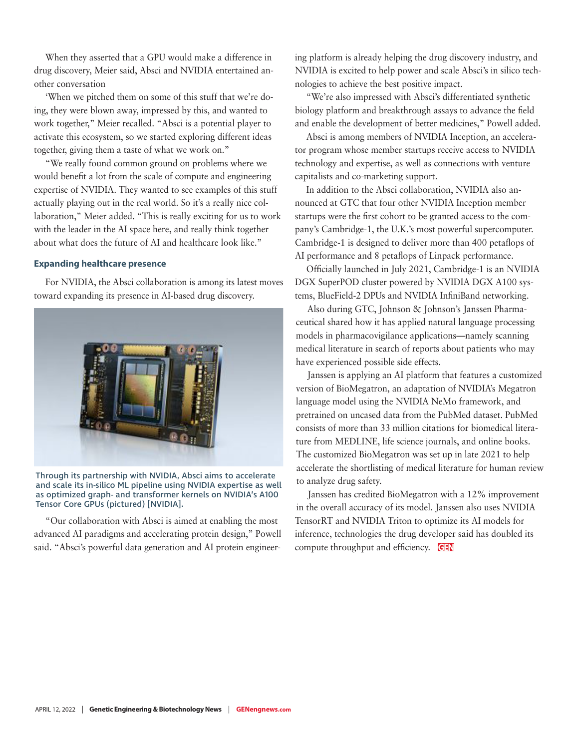When they asserted that a GPU would make a difference in drug discovery, Meier said, Absci and NVIDIA entertained another conversation

'When we pitched them on some of this stuff that we're doing, they were blown away, impressed by this, and wanted to work together," Meier recalled. "Absci is a potential player to activate this ecosystem, so we started exploring different ideas together, giving them a taste of what we work on."

"We really found common ground on problems where we would benefit a lot from the scale of compute and engineering expertise of NVIDIA. They wanted to see examples of this stuff actually playing out in the real world. So it's a really nice collaboration," Meier added. "This is really exciting for us to work with the leader in the AI space here, and really think together about what does the future of AI and healthcare look like."

### Expanding healthcare presence

For NVIDIA, the Absci collaboration is among its latest moves toward expanding its presence in AI-based drug discovery.

Through its partnership with NVIDIA, Absci aims to accelerate and scale its in-silico ML pipeline using NVIDIA expertise as well as optimized graph- and transformer kernels on NVIDIA's A100 Tensor Core GPUs (pictured) [NVIDIA].

"Our collaboration with Absci is aimed at enabling the most advanced AI paradigms and accelerating protein design," Powell said. "Absci's powerful data generation and AI protein engineering platform is already helping the drug discovery industry, and NVIDIA is excited to help power and scale Absci's in silico technologies to achieve the best positive impact.

"We're also impressed with Absci's differentiated synthetic biology platform and breakthrough assays to advance the field and enable the development of better medicines," Powell added.

Absci is among members of NVIDIA Inception, an accelerator program whose member startups receive access to NVIDIA technology and expertise, as well as connections with venture capitalists and co-marketing support.

In addition to the Absci collaboration, NVIDIA also announced at GTC that four other NVIDIA Inception member startups were the first cohort to be granted access to the company's Cambridge-1, the U.K.'s most powerful supercomputer. Cambridge-1 is designed to deliver more than 400 petaflops of AI performance and 8 petaflops of Linpack performance.

Officially launched in July 2021, Cambridge-1 is an NVIDIA DGX SuperPOD cluster powered by NVIDIA DGX A100 systems, BlueField-2 DPUs and NVIDIA InfiniBand networking.

Also during GTC, Johnson & Johnson's Janssen Pharmaceutical shared how it has applied natural language processing models in pharmacovigilance applications—namely scanning medical literature in search of reports about patients who may have experienced possible side effects.

Janssen is applying an AI platform that features a customized version of BioMegatron, an adaptation of NVIDIA's Megatron language model using the NVIDIA NeMo framework, and pretrained on uncased data from the PubMed dataset. PubMed consists of more than 33 million citations for biomedical literature from MEDLINE, life science journals, and online books. The customized BioMegatron was set up in late 2021 to help accelerate the shortlisting of medical literature for human review to analyze drug safety.

Janssen has credited BioMegatron with a 12% improvement in the overall accuracy of its model. Janssen also uses NVIDIA TensorRT and NVIDIA Triton to optimize its AI models for inference, technologies the drug developer said has doubled its compute throughput and efficiency.